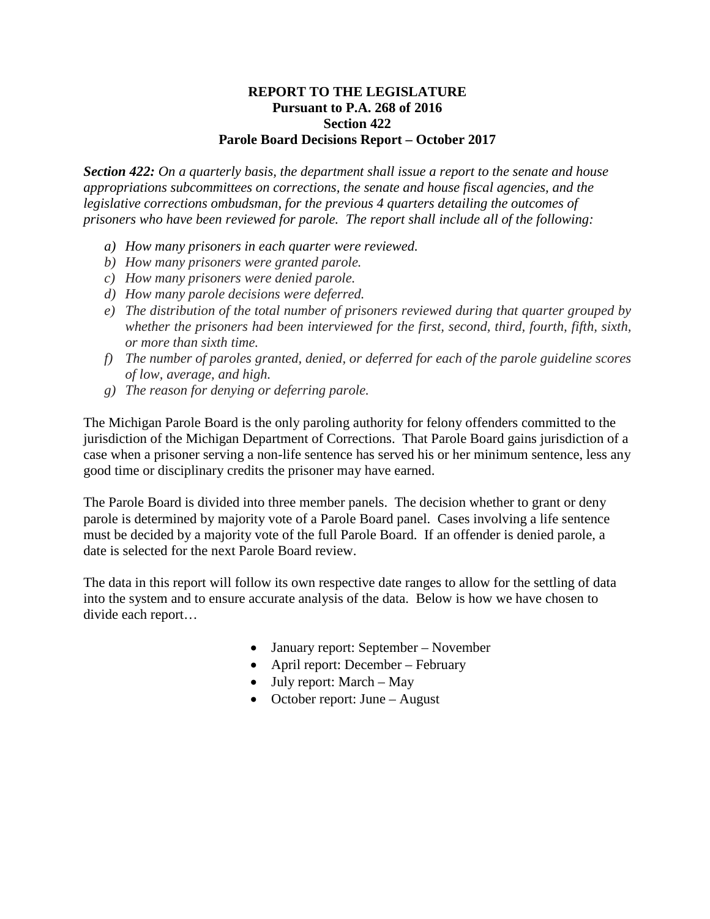# REPORT TO THE LEGISLATURE
## Pursuant to P.A. 268 of 2016
## Section 422
## Parole Board Decisions Report – October 2017

***Section 422:*** *On a quarterly basis, the department shall issue a report to the senate and house appropriations subcommittees on corrections, the senate and house fiscal agencies, and the legislative corrections ombudsman, for the previous 4 quarters detailing the outcomes of prisoners who have been reviewed for parole. The report shall include all of the following:*

- *a) How many prisoners in each quarter were reviewed.*
- *b) How many prisoners were granted parole.*
- *c) How many prisoners were denied parole.*
- *d) How many parole decisions were deferred.*
- *e) The distribution of the total number of prisoners reviewed during that quarter grouped by whether the prisoners had been interviewed for the first, second, third, fourth, fifth, sixth, or more than sixth time.*
- *f) The number of paroles granted, denied, or deferred for each of the parole guideline scores of low, average, and high.*
- *g) The reason for denying or deferring parole.*

The Michigan Parole Board is the only paroling authority for felony offenders committed to the jurisdiction of the Michigan Department of Corrections. That Parole Board gains jurisdiction of a case when a prisoner serving a non-life sentence has served his or her minimum sentence, less any good time or disciplinary credits the prisoner may have earned.

The Parole Board is divided into three member panels. The decision whether to grant or deny parole is determined by majority vote of a Parole Board panel. Cases involving a life sentence must be decided by a majority vote of the full Parole Board. If an offender is denied parole, a date is selected for the next Parole Board review.

The data in this report will follow its own respective date ranges to allow for the settling of data into the system and to ensure accurate analysis of the data. Below is how we have chosen to divide each report…

- January report: September – November
- April report: December – February
- July report: March – May
- October report: June – August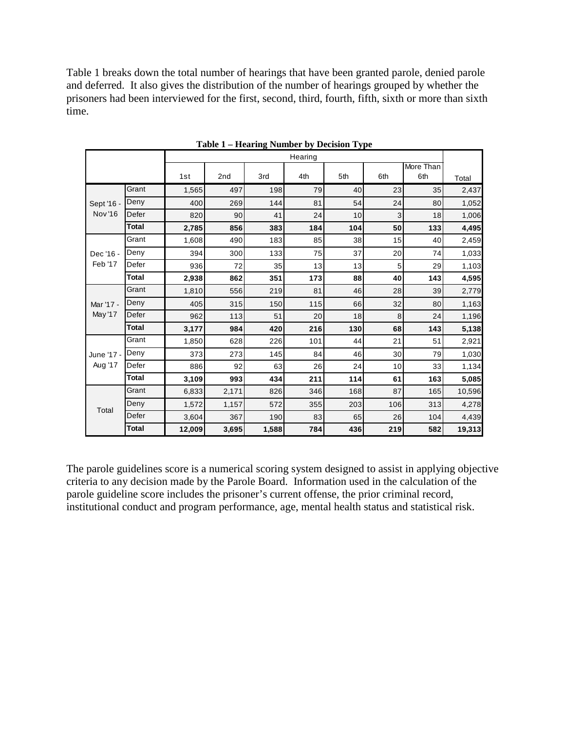Table 1 breaks down the total number of hearings that have been granted parole, denied parole and deferred. It also gives the distribution of the number of hearings grouped by whether the prisoners had been interviewed for the first, second, third, fourth, fifth, sixth or more than sixth time.

**Table 1 – Hearing Number by Decision Type**

| | | Hearing | | | | | | | |
|---|---|---|---|---|---|---|---|---|---|
| | | 1st | 2nd | 3rd | 4th | 5th | 6th | More Than 6th | Total |
| Sept '16 - Nov '16 | Grant | 1,565 | 497 | 198 | 79 | 40 | 23 | 35 | 2,437 |
| | Deny | 400 | 269 | 144 | 81 | 54 | 24 | 80 | 1,052 |
| | Defer | 820 | 90 | 41 | 24 | 10 | 3 | 18 | 1,006 |
| | **Total** | **2,785** | **856** | **383** | **184** | **104** | **50** | **133** | **4,495** |
| Dec '16 - Feb '17 | Grant | 1,608 | 490 | 183 | 85 | 38 | 15 | 40 | 2,459 |
| | Deny | 394 | 300 | 133 | 75 | 37 | 20 | 74 | 1,033 |
| | Defer | 936 | 72 | 35 | 13 | 13 | 5 | 29 | 1,103 |
| | **Total** | **2,938** | **862** | **351** | **173** | **88** | **40** | **143** | **4,595** |
| Mar '17 - May '17 | Grant | 1,810 | 556 | 219 | 81 | 46 | 28 | 39 | 2,779 |
| | Deny | 405 | 315 | 150 | 115 | 66 | 32 | 80 | 1,163 |
| | Defer | 962 | 113 | 51 | 20 | 18 | 8 | 24 | 1,196 |
| | **Total** | **3,177** | **984** | **420** | **216** | **130** | **68** | **143** | **5,138** |
| June '17 - Aug '17 | Grant | 1,850 | 628 | 226 | 101 | 44 | 21 | 51 | 2,921 |
| | Deny | 373 | 273 | 145 | 84 | 46 | 30 | 79 | 1,030 |
| | Defer | 886 | 92 | 63 | 26 | 24 | 10 | 33 | 1,134 |
| | **Total** | **3,109** | **993** | **434** | **211** | **114** | **61** | **163** | **5,085** |
| Total | Grant | 6,833 | 2,171 | 826 | 346 | 168 | 87 | 165 | 10,596 |
| | Deny | 1,572 | 1,157 | 572 | 355 | 203 | 106 | 313 | 4,278 |
| | Defer | 3,604 | 367 | 190 | 83 | 65 | 26 | 104 | 4,439 |
| | **Total** | **12,009** | **3,695** | **1,588** | **784** | **436** | **219** | **582** | **19,313** |

The parole guidelines score is a numerical scoring system designed to assist in applying objective criteria to any decision made by the Parole Board. Information used in the calculation of the parole guideline score includes the prisoner's current offense, the prior criminal record, institutional conduct and program performance, age, mental health status and statistical risk.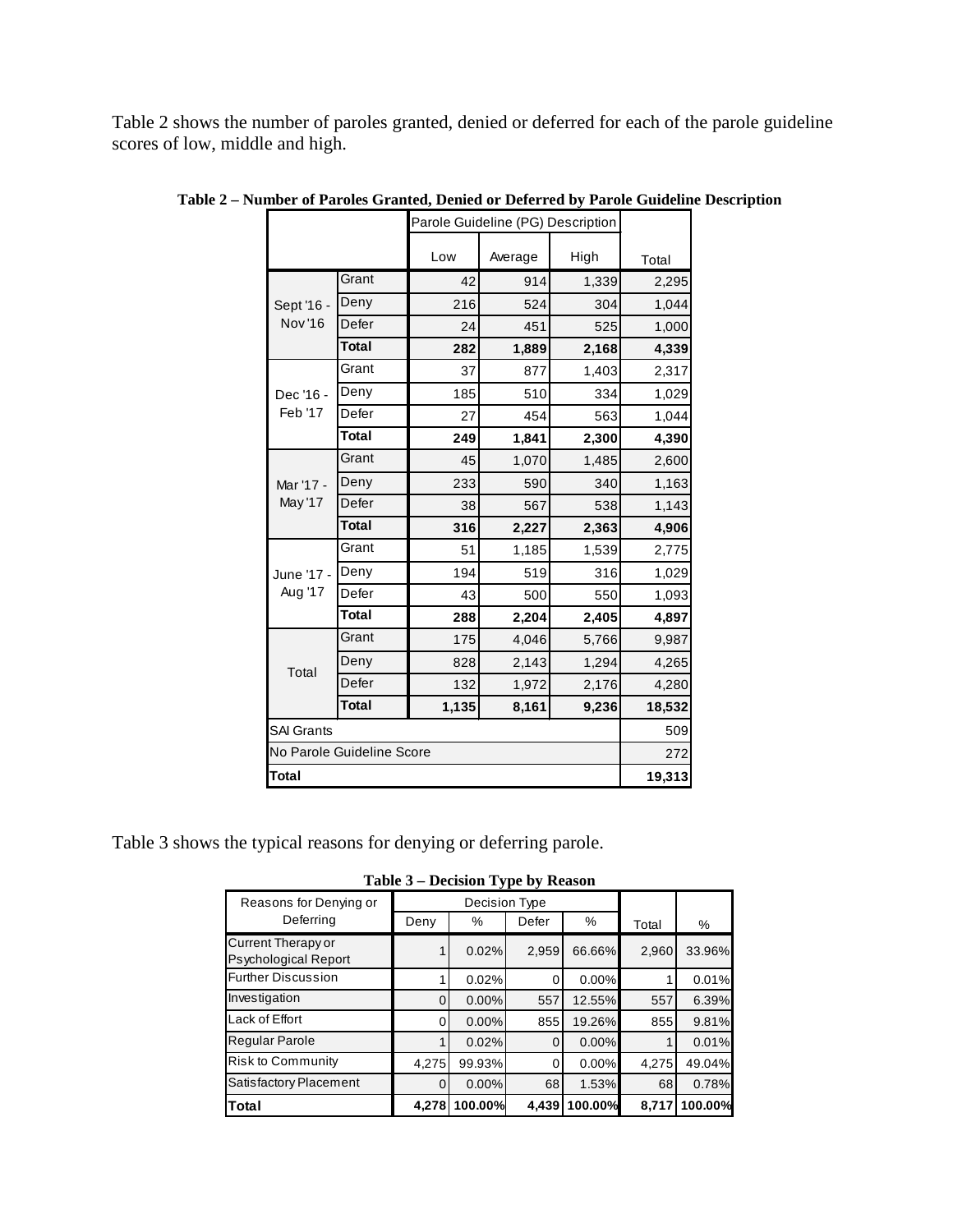Table 2 shows the number of paroles granted, denied or deferred for each of the parole guideline scores of low, middle and high.

**Table 2 – Number of Paroles Granted, Denied or Deferred by Parole Guideline Description**

| | | Parole Guideline (PG) Description | | | |
|---|---|---|---|---|---|
| | | Low | Average | High | Total |
| Sept '16 - Nov '16 | Grant | 42 | 914 | 1,339 | 2,295 |
| | Deny | 216 | 524 | 304 | 1,044 |
| | Defer | 24 | 451 | 525 | 1,000 |
| | **Total** | **282** | **1,889** | **2,168** | **4,339** |
| Dec '16 - Feb '17 | Grant | 37 | 877 | 1,403 | 2,317 |
| | Deny | 185 | 510 | 334 | 1,029 |
| | Defer | 27 | 454 | 563 | 1,044 |
| | **Total** | **249** | **1,841** | **2,300** | **4,390** |
| Mar '17 - May '17 | Grant | 45 | 1,070 | 1,485 | 2,600 |
| | Deny | 233 | 590 | 340 | 1,163 |
| | Defer | 38 | 567 | 538 | 1,143 |
| | **Total** | **316** | **2,227** | **2,363** | **4,906** |
| June '17 - Aug '17 | Grant | 51 | 1,185 | 1,539 | 2,775 |
| | Deny | 194 | 519 | 316 | 1,029 |
| | Defer | 43 | 500 | 550 | 1,093 |
| | **Total** | **288** | **2,204** | **2,405** | **4,897** |
| Total | Grant | 175 | 4,046 | 5,766 | 9,987 |
| | Deny | 828 | 2,143 | 1,294 | 4,265 |
| | Defer | 132 | 1,972 | 2,176 | 4,280 |
| | **Total** | **1,135** | **8,161** | **9,236** | **18,532** |
| SAI Grants | | | | | 509 |
| No Parole Guideline Score | | | | | 272 |
| **Total** | | | | | **19,313** |

Table 3 shows the typical reasons for denying or deferring parole.

**Table 3 – Decision Type by Reason**

| Reasons for Denying or Deferring | Decision Type | | | | | |
|---|---|---|---|---|---|---|
| | Deny | % | Defer | % | Total | % |
| Current Therapy or Psychological Report | 1 | 0.02% | 2,959 | 66.66% | 2,960 | 33.96% |
| Further Discussion | 1 | 0.02% | 0 | 0.00% | 1 | 0.01% |
| Investigation | 0 | 0.00% | 557 | 12.55% | 557 | 6.39% |
| Lack of Effort | 0 | 0.00% | 855 | 19.26% | 855 | 9.81% |
| Regular Parole | 1 | 0.02% | 0 | 0.00% | 1 | 0.01% |
| Risk to Community | 4,275 | 99.93% | 0 | 0.00% | 4,275 | 49.04% |
| Satisfactory Placement | 0 | 0.00% | 68 | 1.53% | 68 | 0.78% |
| **Total** | **4,278** | **100.00%** | **4,439** | **100.00%** | **8,717** | **100.00%** |